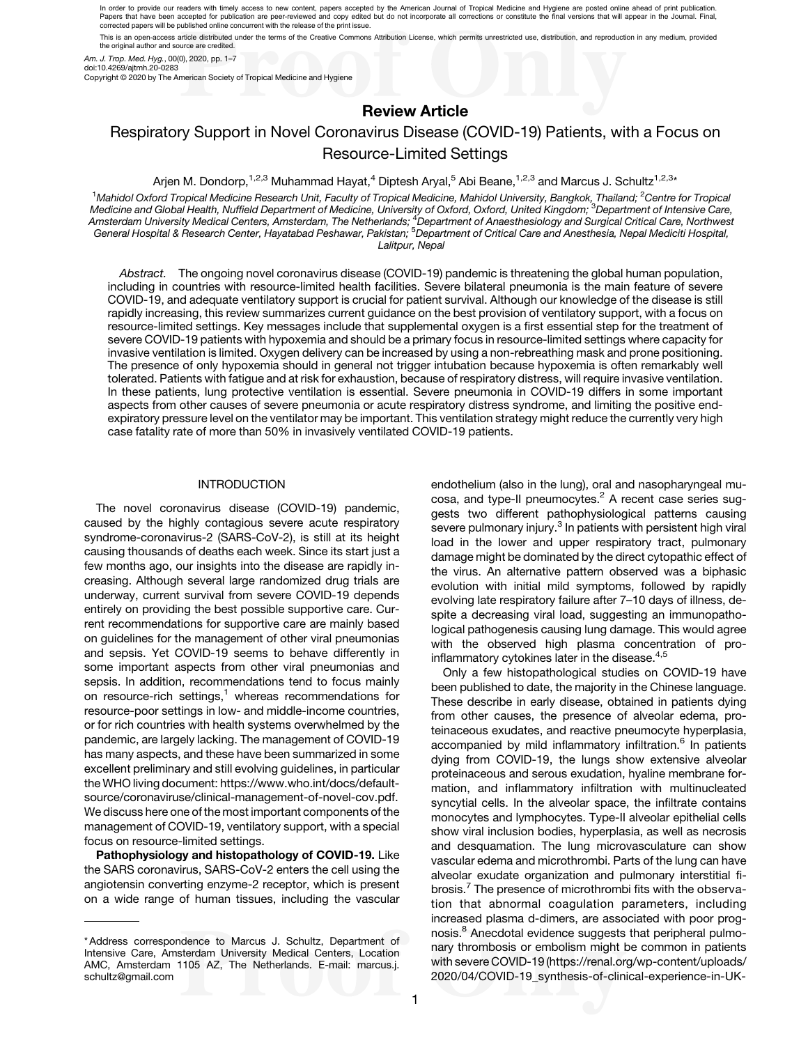In order to provide our readers with timely access to new content, papers accepted by the American Journal of Tropical Medicine and Hygiene are posted online ahead of print publication. Papers that have been accepted for publication are peer-reviewed and copy edited but do not incorporate all corrections or constitute the final versions that will appear in the Journal. Final, corrected papers will be published online concurrent with the release of the print issue.

This is an open-access article distributed under the terms of the Creative Commons Attribution License, which permits unrestricted use, distribution, and reproduction in any medium, provided the original author and source are credited.

*Am. J. Trop. Med. Hyg.*, 00(0), 2020, pp. 1–7
doi:10.4269/ajtmh.20-0283
Copyright © 2020 by The American Society of Tropical Medicine and Hygiene

## Review Article

# Respiratory Support in Novel Coronavirus Disease (COVID-19) Patients, with a Focus on Resource-Limited Settings

Arjen M. Dondorp,[1,2,3] Muhammad Hayat,[4] Diptesh Aryal,[5] Abi Beane,[1,2,3] and Marcus J. Schultz[1,2,3]*

[1]*Mahidol Oxford Tropical Medicine Research Unit, Faculty of Tropical Medicine, Mahidol University, Bangkok, Thailand;* [2]*Centre for Tropical Medicine and Global Health, Nuffield Department of Medicine, University of Oxford, Oxford, United Kingdom;* [3]*Department of Intensive Care, Amsterdam University Medical Centers, Amsterdam, The Netherlands;* [4]*Department of Anaesthesiology and Surgical Critical Care, Northwest General Hospital & Research Center, Hayatabad Peshawar, Pakistan;* [5]*Department of Critical Care and Anesthesia, Nepal Mediciti Hospital, Lalitpur, Nepal*

*Abstract.* The ongoing novel coronavirus disease (COVID-19) pandemic is threatening the global human population, including in countries with resource-limited health facilities. Severe bilateral pneumonia is the main feature of severe COVID-19, and adequate ventilatory support is crucial for patient survival. Although our knowledge of the disease is still rapidly increasing, this review summarizes current guidance on the best provision of ventilatory support, with a focus on resource-limited settings. Key messages include that supplemental oxygen is a first essential step for the treatment of severe COVID-19 patients with hypoxemia and should be a primary focus in resource-limited settings where capacity for invasive ventilation is limited. Oxygen delivery can be increased by using a non-rebreathing mask and prone positioning. The presence of only hypoxemia should in general not trigger intubation because hypoxemia is often remarkably well tolerated. Patients with fatigue and at risk for exhaustion, because of respiratory distress, will require invasive ventilation. In these patients, lung protective ventilation is essential. Severe pneumonia in COVID-19 differs in some important aspects from other causes of severe pneumonia or acute respiratory distress syndrome, and limiting the positive end-expiratory pressure level on the ventilator may be important. This ventilation strategy might reduce the currently very high case fatality rate of more than 50% in invasively ventilated COVID-19 patients.

## INTRODUCTION

The novel coronavirus disease (COVID-19) pandemic, caused by the highly contagious severe acute respiratory syndrome-coronavirus-2 (SARS-CoV-2), is still at its height causing thousands of deaths each week. Since its start just a few months ago, our insights into the disease are rapidly increasing. Although several large randomized drug trials are underway, current survival from severe COVID-19 depends entirely on providing the best possible supportive care. Current recommendations for supportive care are mainly based on guidelines for the management of other viral pneumonias and sepsis. Yet COVID-19 seems to behave differently in some important aspects from other viral pneumonias and sepsis. In addition, recommendations tend to focus mainly on resource-rich settings,[1] whereas recommendations for resource-poor settings in low- and middle-income countries, or for rich countries with health systems overwhelmed by the pandemic, are largely lacking. The management of COVID-19 has many aspects, and these have been summarized in some excellent preliminary and still evolving guidelines, in particular the WHO living document: https://www.who.int/docs/default-source/coronaviruse/clinical-management-of-novel-cov.pdf. We discuss here one of the most important components of the management of COVID-19, ventilatory support, with a special focus on resource-limited settings.

**Pathophysiology and histopathology of COVID-19.** Like the SARS coronavirus, SARS-CoV-2 enters the cell using the angiotensin converting enzyme-2 receptor, which is present on a wide range of human tissues, including the vascular endothelium (also in the lung), oral and nasopharyngeal mucosa, and type-II pneumocytes.[2] A recent case series suggests two different pathophysiological patterns causing severe pulmonary injury.[3] In patients with persistent high viral load in the lower and upper respiratory tract, pulmonary damage might be dominated by the direct cytopathic effect of the virus. An alternative pattern observed was a biphasic evolution with initial mild symptoms, followed by rapidly evolving late respiratory failure after 7–10 days of illness, despite a decreasing viral load, suggesting an immunopathological pathogenesis causing lung damage. This would agree with the observed high plasma concentration of pro-inflammatory cytokines later in the disease.[4,5]

Only a few histopathological studies on COVID-19 have been published to date, the majority in the Chinese language. These describe in early disease, obtained in patients dying from other causes, the presence of alveolar edema, proteinaceous exudates, and reactive pneumocyte hyperplasia, accompanied by mild inflammatory infiltration.[6] In patients dying from COVID-19, the lungs show extensive alveolar proteinaceous and serous exudation, hyaline membrane formation, and inflammatory infiltration with multinucleated syncytial cells. In the alveolar space, the infiltrate contains monocytes and lymphocytes. Type-II alveolar epithelial cells show viral inclusion bodies, hyperplasia, as well as necrosis and desquamation. The lung microvasculature can show vascular edema and microthrombi. Parts of the lung can have alveolar exudate organization and pulmonary interstitial fibrosis.[7] The presence of microthrombi fits with the observation that abnormal coagulation parameters, including increased plasma d-dimers, are associated with poor prognosis.[8] Anecdotal evidence suggests that peripheral pulmonary thrombosis or embolism might be common in patients with severe COVID-19 (https://renal.org/wp-content/uploads/2020/04/COVID-19_synthesis-of-clinical-experience-in-UK-

---

*Address correspondence to Marcus J. Schultz, Department of Intensive Care, Amsterdam University Medical Centers, Location AMC, Amsterdam 1105 AZ, The Netherlands. E-mail: marcus.j.schultz@gmail.com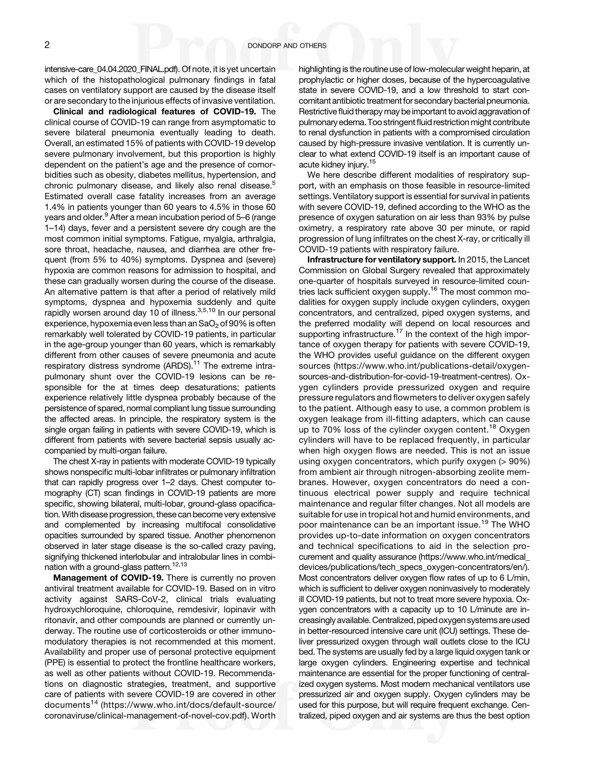intensive-care_04.04.2020_FINAL.pdf). Of note, it is yet uncertain which of the histopathological pulmonary findings in fatal cases on ventilatory support are caused by the disease itself or are secondary to the injurious effects of invasive ventilation.

**Clinical and radiological features of COVID-19.** The clinical course of COVID-19 can range from asymptomatic to severe bilateral pneumonia eventually leading to death. Overall, an estimated 15% of patients with COVID-19 develop severe pulmonary involvement, but this proportion is highly dependent on the patient's age and the presence of comorbidities such as obesity, diabetes mellitus, hypertension, and chronic pulmonary disease, and likely also renal disease.[5] Estimated overall case fatality increases from an average 1.4% in patients younger than 60 years to 4.5% in those 60 years and older.[9] After a mean incubation period of 5–6 (range 1–14) days, fever and a persistent severe dry cough are the most common initial symptoms. Fatigue, myalgia, arthralgia, sore throat, headache, nausea, and diarrhea are other frequent (from 5% to 40%) symptoms. Dyspnea and (severe) hypoxia are common reasons for admission to hospital, and these can gradually worsen during the course of the disease. An alternative pattern is that after a period of relatively mild symptoms, dyspnea and hypoxemia suddenly and quite rapidly worsen around day 10 of illness.[3,5,10] In our personal experience, hypoxemia even less than an $SaO_2$ of 90% is often remarkably well tolerated by COVID-19 patients, in particular in the age-group younger than 60 years, which is remarkably different from other causes of severe pneumonia and acute respiratory distress syndrome (ARDS).[11] The extreme intrapulmonary shunt over the COVID-19 lesions can be responsible for the at times deep desaturations; patients experience relatively little dyspnea probably because of the persistence of spared, normal compliant lung tissue surrounding the affected areas. In principle, the respiratory system is the single organ failing in patients with severe COVID-19, which is different from patients with severe bacterial sepsis usually accompanied by multi-organ failure.

The chest X-ray in patients with moderate COVID-19 typically shows nonspecific multi-lobar infiltrates or pulmonary infiltration that can rapidly progress over 1–2 days. Chest computer tomography (CT) scan findings in COVID-19 patients are more specific, showing bilateral, multi-lobar, ground-glass opacification. With disease progression, these can become very extensive and complemented by increasing multifocal consolidative opacities surrounded by spared tissue. Another phenomenon observed in later stage disease is the so-called crazy paving, signifying thickened interlobular and intralobular lines in combination with a ground-glass pattern.[12,13]

**Management of COVID-19.** There is currently no proven antiviral treatment available for COVID-19. Based on in vitro activity against SARS-CoV-2, clinical trials evaluating hydroxychloroquine, chloroquine, remdesivir, lopinavir with ritonavir, and other compounds are planned or currently underway. The routine use of corticosteroids or other immunomodulatory therapies is not recommended at this moment. Availability and proper use of personal protective equipment (PPE) is essential to protect the frontline healthcare workers, as well as other patients without COVID-19. Recommendations on diagnostic strategies, treatment, and supportive care of patients with severe COVID-19 are covered in other documents[14] (https://www.who.int/docs/default-source/coronaviruse/clinical-management-of-novel-cov.pdf). Worth highlighting is the routine use of low-molecular weight heparin, at prophylactic or higher doses, because of the hypercoagulative state in severe COVID-19, and a low threshold to start concomitant antibiotic treatment for secondary bacterial pneumonia. Restrictive fluid therapy may be important to avoid aggravation of pulmonary edema. Too stringent fluid restriction might contribute to renal dysfunction in patients with a compromised circulation caused by high-pressure invasive ventilation. It is currently unclear to what extend COVID-19 itself is an important cause of acute kidney injury.[15]

We here describe different modalities of respiratory support, with an emphasis on those feasible in resource-limited settings. Ventilatory support is essential for survival in patients with severe COVID-19, defined according to the WHO as the presence of oxygen saturation on air less than 93% by pulse oximetry, a respiratory rate above 30 per minute, or rapid progression of lung infiltrates on the chest X-ray, or critically ill COVID-19 patients with respiratory failure.

**Infrastructure for ventilatory support.** In 2015, the Lancet Commission on Global Surgery revealed that approximately one-quarter of hospitals surveyed in resource-limited countries lack sufficient oxygen supply.[16] The most common modalities for oxygen supply include oxygen cylinders, oxygen concentrators, and centralized, piped oxygen systems, and the preferred modality will depend on local resources and supporting infrastructure.[17] In the context of the high importance of oxygen therapy for patients with severe COVID-19, the WHO provides useful guidance on the different oxygen sources (https://www.who.int/publications-detail/oxygen-sources-and-distribution-for-covid-19-treatment-centres). Oxygen cylinders provide pressurized oxygen and require pressure regulators and flowmeters to deliver oxygen safely to the patient. Although easy to use, a common problem is oxygen leakage from ill-fitting adapters, which can cause up to 70% loss of the cylinder oxygen content.[18] Oxygen cylinders will have to be replaced frequently, in particular when high oxygen flows are needed. This is not an issue using oxygen concentrators, which purify oxygen (> 90%) from ambient air through nitrogen-absorbing zeolite membranes. However, oxygen concentrators do need a continuous electrical power supply and require technical maintenance and regular filter changes. Not all models are suitable for use in tropical hot and humid environments, and poor maintenance can be an important issue.[19] The WHO provides up-to-date information on oxygen concentrators and technical specifications to aid in the selection procurement and quality assurance (https://www.who.int/medical_devices/publications/tech_specs_oxygen-concentrators/en/). Most concentrators deliver oxygen flow rates of up to 6 L/min, which is sufficient to deliver oxygen noninvasively to moderately ill COVID-19 patients, but not to treat more severe hypoxia. Oxygen concentrators with a capacity up to 10 L/minute are increasingly available. Centralized, piped oxygen systems are used in better-resourced intensive care unit (ICU) settings. These deliver pressurized oxygen through wall outlets close to the ICU bed. The systems are usually fed by a large liquid oxygen tank or large oxygen cylinders. Engineering expertise and technical maintenance are essential for the proper functioning of centralized oxygen systems. Most modern mechanical ventilators use pressurized air and oxygen supply. Oxygen cylinders may be used for this purpose, but will require frequent exchange. Centralized, piped oxygen and air systems are thus the best option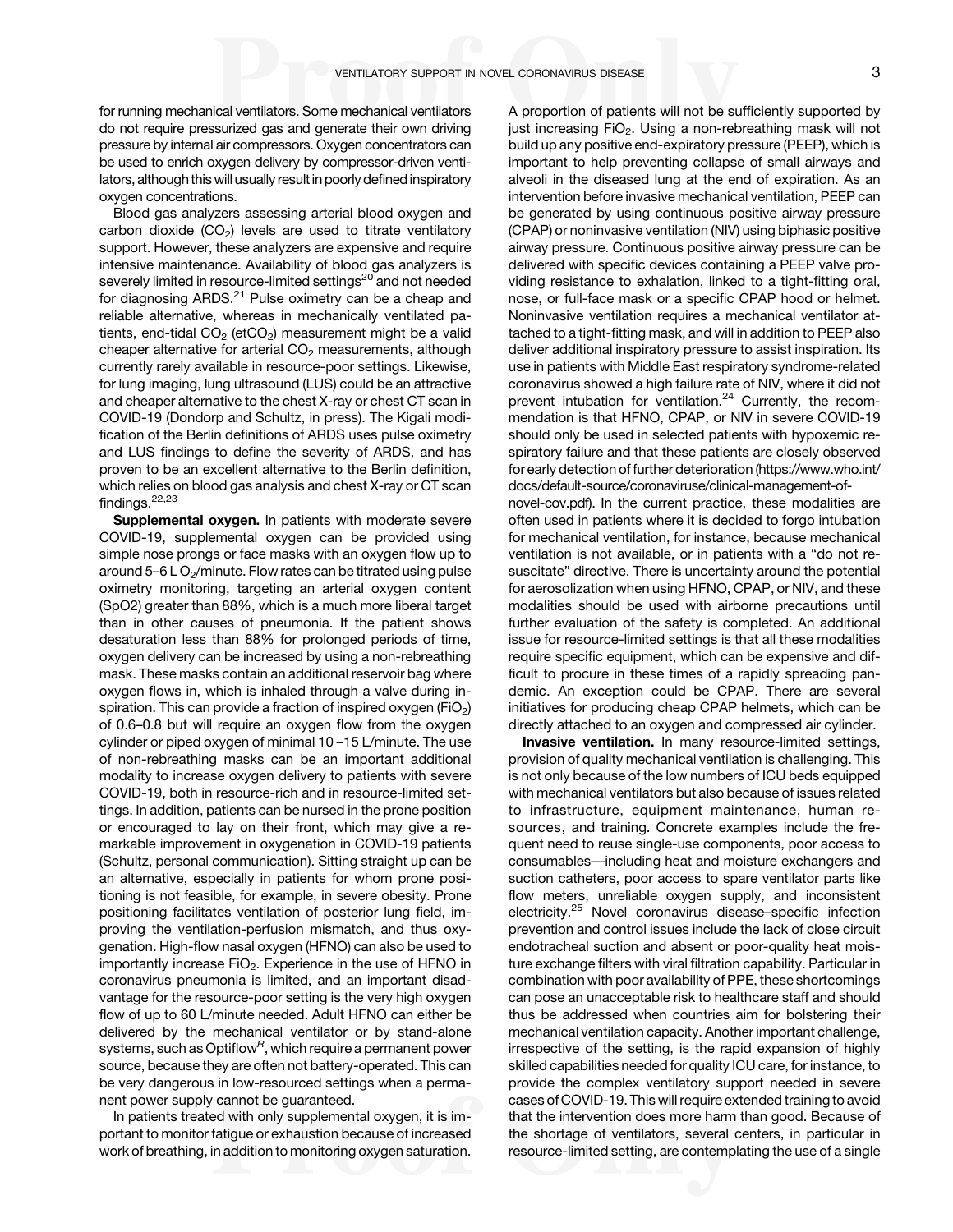for running mechanical ventilators. Some mechanical ventilators do not require pressurized gas and generate their own driving pressure by internal air compressors. Oxygen concentrators can be used to enrich oxygen delivery by compressor-driven ventilators, although this will usually result in poorly defined inspiratory oxygen concentrations.

Blood gas analyzers assessing arterial blood oxygen and carbon dioxide ($CO_2$) levels are used to titrate ventilatory support. However, these analyzers are expensive and require intensive maintenance. Availability of blood gas analyzers is severely limited in resource-limited settings[20] and not needed for diagnosing ARDS.[21] Pulse oximetry can be a cheap and reliable alternative, whereas in mechanically ventilated patients, end-tidal $CO_2$ ($etCO_2$) measurement might be a valid cheaper alternative for arterial $CO_2$ measurements, although currently rarely available in resource-poor settings. Likewise, for lung imaging, lung ultrasound (LUS) could be an attractive and cheaper alternative to the chest X-ray or chest CT scan in COVID-19 (Dondorp and Schultz, in press). The Kigali modification of the Berlin definitions of ARDS uses pulse oximetry and LUS findings to define the severity of ARDS, and has proven to be an excellent alternative to the Berlin definition, which relies on blood gas analysis and chest X-ray or CT scan findings.[22,23]

**Supplemental oxygen.** In patients with moderate severe COVID-19, supplemental oxygen can be provided using simple nose prongs or face masks with an oxygen flow up to around 5–6 L $O_2$/minute. Flow rates can be titrated using pulse oximetry monitoring, targeting an arterial oxygen content (SpO2) greater than 88%, which is a much more liberal target than in other causes of pneumonia. If the patient shows desaturation less than 88% for prolonged periods of time, oxygen delivery can be increased by using a non-rebreathing mask. These masks contain an additional reservoir bag where oxygen flows in, which is inhaled through a valve during inspiration. This can provide a fraction of inspired oxygen ($FiO_2$) of 0.6–0.8 but will require an oxygen flow from the oxygen cylinder or piped oxygen of minimal 10 –15 L/minute. The use of non-rebreathing masks can be an important additional modality to increase oxygen delivery to patients with severe COVID-19, both in resource-rich and in resource-limited settings. In addition, patients can be nursed in the prone position or encouraged to lay on their front, which may give a remarkable improvement in oxygenation in COVID-19 patients (Schultz, personal communication). Sitting straight up can be an alternative, especially in patients for whom prone positioning is not feasible, for example, in severe obesity. Prone positioning facilitates ventilation of posterior lung field, improving the ventilation-perfusion mismatch, and thus oxygenation. High-flow nasal oxygen (HFNO) can also be used to importantly increase $FiO_2$. Experience in the use of HFNO in coronavirus pneumonia is limited, and an important disadvantage for the resource-poor setting is the very high oxygen flow of up to 60 L/minute needed. Adult HFNO can either be delivered by the mechanical ventilator or by stand-alone systems, such as Optiflow®, which require a permanent power source, because they are often not battery-operated. This can be very dangerous in low-resourced settings when a permanent power supply cannot be guaranteed.

In patients treated with only supplemental oxygen, it is important to monitor fatigue or exhaustion because of increased work of breathing, in addition to monitoring oxygen saturation. A proportion of patients will not be sufficiently supported by just increasing $FiO_2$. Using a non-rebreathing mask will not build up any positive end-expiratory pressure (PEEP), which is important to help preventing collapse of small airways and alveoli in the diseased lung at the end of expiration. As an intervention before invasive mechanical ventilation, PEEP can be generated by using continuous positive airway pressure (CPAP) or noninvasive ventilation (NIV) using biphasic positive airway pressure. Continuous positive airway pressure can be delivered with specific devices containing a PEEP valve providing resistance to exhalation, linked to a tight-fitting oral, nose, or full-face mask or a specific CPAP hood or helmet. Noninvasive ventilation requires a mechanical ventilator attached to a tight-fitting mask, and will in addition to PEEP also deliver additional inspiratory pressure to assist inspiration. Its use in patients with Middle East respiratory syndrome-related coronavirus showed a high failure rate of NIV, where it did not prevent intubation for ventilation.[24] Currently, the recommendation is that HFNO, CPAP, or NIV in severe COVID-19 should only be used in selected patients with hypoxemic respiratory failure and that these patients are closely observed for early detection of further deterioration (https://www.who.int/docs/default-source/coronaviruse/clinical-management-of-novel-cov.pdf). In the current practice, these modalities are often used in patients where it is decided to forgo intubation for mechanical ventilation, for instance, because mechanical ventilation is not available, or in patients with a "do not resuscitate" directive. There is uncertainty around the potential for aerosolization when using HFNO, CPAP, or NIV, and these modalities should be used with airborne precautions until further evaluation of the safety is completed. An additional issue for resource-limited settings is that all these modalities require specific equipment, which can be expensive and difficult to procure in these times of a rapidly spreading pandemic. An exception could be CPAP. There are several initiatives for producing cheap CPAP helmets, which can be directly attached to an oxygen and compressed air cylinder.

**Invasive ventilation.** In many resource-limited settings, provision of quality mechanical ventilation is challenging. This is not only because of the low numbers of ICU beds equipped with mechanical ventilators but also because of issues related to infrastructure, equipment maintenance, human resources, and training. Concrete examples include the frequent need to reuse single-use components, poor access to consumables—including heat and moisture exchangers and suction catheters, poor access to spare ventilator parts like flow meters, unreliable oxygen supply, and inconsistent electricity.[25] Novel coronavirus disease–specific infection prevention and control issues include the lack of close circuit endotracheal suction and absent or poor-quality heat moisture exchange filters with viral filtration capability. Particular in combination with poor availability of PPE, these shortcomings can pose an unacceptable risk to healthcare staff and should thus be addressed when countries aim for bolstering their mechanical ventilation capacity. Another important challenge, irrespective of the setting, is the rapid expansion of highly skilled capabilities needed for quality ICU care, for instance, to provide the complex ventilatory support needed in severe cases of COVID-19. This will require extended training to avoid that the intervention does more harm than good. Because of the shortage of ventilators, several centers, in particular in resource-limited setting, are contemplating the use of a single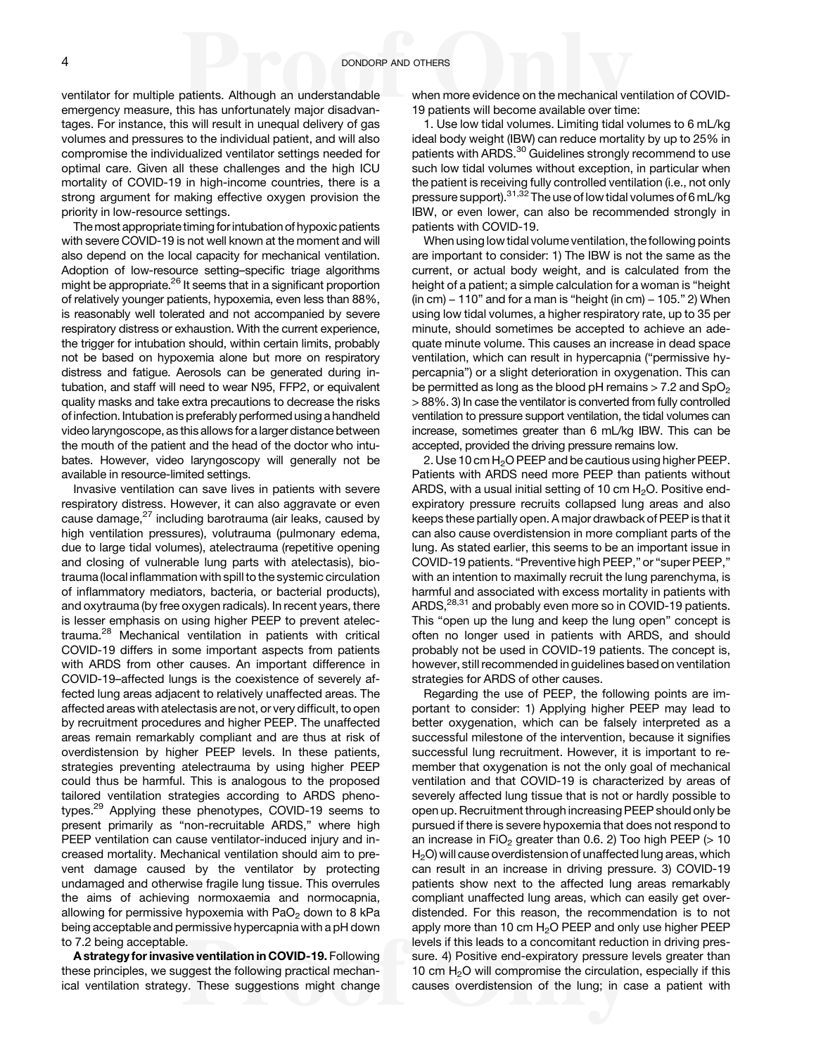ventilator for multiple patients. Although an understandable emergency measure, this has unfortunately major disadvantages. For instance, this will result in unequal delivery of gas volumes and pressures to the individual patient, and will also compromise the individualized ventilator settings needed for optimal care. Given all these challenges and the high ICU mortality of COVID-19 in high-income countries, there is a strong argument for making effective oxygen provision the priority in low-resource settings.

The most appropriate timing for intubation of hypoxic patients with severe COVID-19 is not well known at the moment and will also depend on the local capacity for mechanical ventilation. Adoption of low-resource setting–specific triage algorithms might be appropriate.[26] It seems that in a significant proportion of relatively younger patients, hypoxemia, even less than 88%, is reasonably well tolerated and not accompanied by severe respiratory distress or exhaustion. With the current experience, the trigger for intubation should, within certain limits, probably not be based on hypoxemia alone but more on respiratory distress and fatigue. Aerosols can be generated during intubation, and staff will need to wear N95, FFP2, or equivalent quality masks and take extra precautions to decrease the risks of infection. Intubation is preferably performed using a handheld video laryngoscope, as this allows for a larger distance between the mouth of the patient and the head of the doctor who intubates. However, video laryngoscopy will generally not be available in resource-limited settings.

Invasive ventilation can save lives in patients with severe respiratory distress. However, it can also aggravate or even cause damage,[27] including barotrauma (air leaks, caused by high ventilation pressures), volutrauma (pulmonary edema, due to large tidal volumes), atelectrauma (repetitive opening and closing of vulnerable lung parts with atelectasis), biotrauma (local inflammation with spill to the systemic circulation of inflammatory mediators, bacteria, or bacterial products), and oxytrauma (by free oxygen radicals). In recent years, there is lesser emphasis on using higher PEEP to prevent atelectrauma.[28] Mechanical ventilation in patients with critical COVID-19 differs in some important aspects from patients with ARDS from other causes. An important difference in COVID-19–affected lungs is the coexistence of severely affected lung areas adjacent to relatively unaffected areas. The affected areas with atelectasis are not, or very difficult, to open by recruitment procedures and higher PEEP. The unaffected areas remain remarkably compliant and are thus at risk of overdistension by higher PEEP levels. In these patients, strategies preventing atelectrauma by using higher PEEP could thus be harmful. This is analogous to the proposed tailored ventilation strategies according to ARDS phenotypes.[29] Applying these phenotypes, COVID-19 seems to present primarily as "non-recruitable ARDS," where high PEEP ventilation can cause ventilator-induced injury and increased mortality. Mechanical ventilation should aim to prevent damage caused by the ventilator by protecting undamaged and otherwise fragile lung tissue. This overrules the aims of achieving normoxaemia and normocapnia, allowing for permissive hypoxemia with $PaO_2$ down to 8 kPa being acceptable and permissive hypercapnia with a pH down to 7.2 being acceptable.

**A strategy for invasive ventilation in COVID-19.** Following these principles, we suggest the following practical mechanical ventilation strategy. These suggestions might change when more evidence on the mechanical ventilation of COVID-19 patients will become available over time:

1. Use low tidal volumes. Limiting tidal volumes to 6 mL/kg ideal body weight (IBW) can reduce mortality by up to 25% in patients with ARDS.[30] Guidelines strongly recommend to use such low tidal volumes without exception, in particular when the patient is receiving fully controlled ventilation (i.e., not only pressure support).[31,32] The use of low tidal volumes of 6 mL/kg IBW, or even lower, can also be recommended strongly in patients with COVID-19.

When using low tidal volume ventilation, the following points are important to consider: 1) The IBW is not the same as the current, or actual body weight, and is calculated from the height of a patient; a simple calculation for a woman is "height (in cm) – 110" and for a man is "height (in cm) – 105." 2) When using low tidal volumes, a higher respiratory rate, up to 35 per minute, should sometimes be accepted to achieve an adequate minute volume. This causes an increase in dead space ventilation, which can result in hypercapnia ("permissive hypercapnia") or a slight deterioration in oxygenation. This can be permitted as long as the blood pH remains > 7.2 and $SpO_2$ > 88%. 3) In case the ventilator is converted from fully controlled ventilation to pressure support ventilation, the tidal volumes can increase, sometimes greater than 6 mL/kg IBW. This can be accepted, provided the driving pressure remains low.

2. Use 10 cm $H_2O$ PEEP and be cautious using higher PEEP. Patients with ARDS need more PEEP than patients without ARDS, with a usual initial setting of 10 cm $H_2O$. Positive end-expiratory pressure recruits collapsed lung areas and also keeps these partially open. A major drawback of PEEP is that it can also cause overdistension in more compliant parts of the lung. As stated earlier, this seems to be an important issue in COVID-19 patients. "Preventive high PEEP," or "super PEEP," with an intention to maximally recruit the lung parenchyma, is harmful and associated with excess mortality in patients with ARDS,[28,31] and probably even more so in COVID-19 patients. This "open up the lung and keep the lung open" concept is often no longer used in patients with ARDS, and should probably not be used in COVID-19 patients. The concept is, however, still recommended in guidelines based on ventilation strategies for ARDS of other causes.

Regarding the use of PEEP, the following points are important to consider: 1) Applying higher PEEP may lead to better oxygenation, which can be falsely interpreted as a successful milestone of the intervention, because it signifies successful lung recruitment. However, it is important to remember that oxygenation is not the only goal of mechanical ventilation and that COVID-19 is characterized by areas of severely affected lung tissue that is not or hardly possible to open up. Recruitment through increasing PEEP should only be pursued if there is severe hypoxemia that does not respond to an increase in $FiO_2$ greater than 0.6. 2) Too high PEEP (> 10 $H_2O$) will cause overdistension of unaffected lung areas, which can result in an increase in driving pressure. 3) COVID-19 patients show next to the affected lung areas remarkably compliant unaffected lung areas, which can easily get overdistended. For this reason, the recommendation is not to apply more than 10 cm $H_2O$ PEEP and only use higher PEEP levels if this leads to a concomitant reduction in driving pressure. 4) Positive end-expiratory pressure levels greater than 10 cm $H_2O$ will compromise the circulation, especially if this causes overdistension of the lung; in case a patient with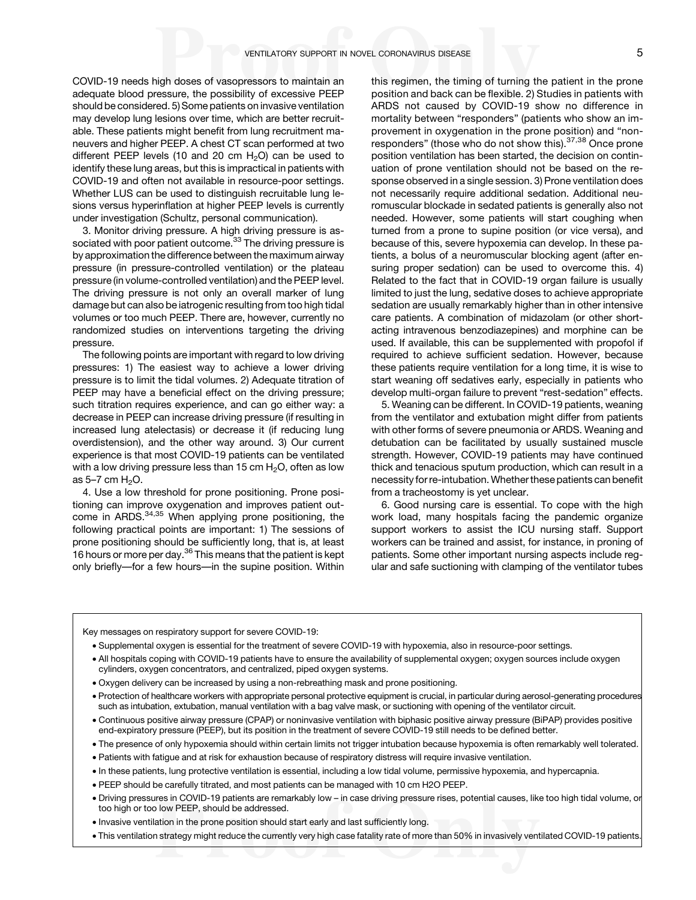COVID-19 needs high doses of vasopressors to maintain an adequate blood pressure, the possibility of excessive PEEP should be considered. 5) Some patients on invasive ventilation may develop lung lesions over time, which are better recruitable. These patients might benefit from lung recruitment maneuvers and higher PEEP. A chest CT scan performed at two different PEEP levels (10 and 20 cm $H_2O$) can be used to identify these lung areas, but this is impractical in patients with COVID-19 and often not available in resource-poor settings. Whether LUS can be used to distinguish recruitable lung lesions versus hyperinflation at higher PEEP levels is currently under investigation (Schultz, personal communication).

3. Monitor driving pressure. A high driving pressure is associated with poor patient outcome.[33] The driving pressure is by approximation the difference between the maximum airway pressure (in pressure-controlled ventilation) or the plateau pressure (in volume-controlled ventilation) and the PEEP level. The driving pressure is not only an overall marker of lung damage but can also be iatrogenic resulting from too high tidal volumes or too much PEEP. There are, however, currently no randomized studies on interventions targeting the driving pressure.

The following points are important with regard to low driving pressures: 1) The easiest way to achieve a lower driving pressure is to limit the tidal volumes. 2) Adequate titration of PEEP may have a beneficial effect on the driving pressure; such titration requires experience, and can go either way: a decrease in PEEP can increase driving pressure (if resulting in increased lung atelectasis) or decrease it (if reducing lung overdistension), and the other way around. 3) Our current experience is that most COVID-19 patients can be ventilated with a low driving pressure less than 15 cm $H_2O$, often as low as 5–7 cm $H_2O$.

4. Use a low threshold for prone positioning. Prone positioning can improve oxygenation and improves patient outcome in ARDS.[34,35] When applying prone positioning, the following practical points are important: 1) The sessions of prone positioning should be sufficiently long, that is, at least 16 hours or more per day.[36] This means that the patient is kept only briefly—for a few hours—in the supine position. Within this regimen, the timing of turning the patient in the prone position and back can be flexible. 2) Studies in patients with ARDS not caused by COVID-19 show no difference in mortality between "responders" (patients who show an improvement in oxygenation in the prone position) and "non-responders" (those who do not show this).[37,38] Once prone position ventilation has been started, the decision on continuation of prone ventilation should not be based on the response observed in a single session. 3) Prone ventilation does not necessarily require additional sedation. Additional neuromuscular blockade in sedated patients is generally also not needed. However, some patients will start coughing when turned from a prone to supine position (or vice versa), and because of this, severe hypoxemia can develop. In these patients, a bolus of a neuromuscular blocking agent (after ensuring proper sedation) can be used to overcome this. 4) Related to the fact that in COVID-19 organ failure is usually limited to just the lung, sedative doses to achieve appropriate sedation are usually remarkably higher than in other intensive care patients. A combination of midazolam (or other short-acting intravenous benzodiazepines) and morphine can be used. If available, this can be supplemented with propofol if required to achieve sufficient sedation. However, because these patients require ventilation for a long time, it is wise to start weaning off sedatives early, especially in patients who develop multi-organ failure to prevent "rest-sedation" effects.

5. Weaning can be different. In COVID-19 patients, weaning from the ventilator and extubation might differ from patients with other forms of severe pneumonia or ARDS. Weaning and detubation can be facilitated by usually sustained muscle strength. However, COVID-19 patients may have continued thick and tenacious sputum production, which can result in a necessity for re-intubation. Whether these patients can benefit from a tracheostomy is yet unclear.

6. Good nursing care is essential. To cope with the high work load, many hospitals facing the pandemic organize support workers to assist the ICU nursing staff. Support workers can be trained and assist, for instance, in proning of patients. Some other important nursing aspects include regular and safe suctioning with clamping of the ventilator tubes

---

Key messages on respiratory support for severe COVID-19:

- Supplemental oxygen is essential for the treatment of severe COVID-19 with hypoxemia, also in resource-poor settings.
- All hospitals coping with COVID-19 patients have to ensure the availability of supplemental oxygen; oxygen sources include oxygen cylinders, oxygen concentrators, and centralized, piped oxygen systems.
- Oxygen delivery can be increased by using a non-rebreathing mask and prone positioning.
- Protection of healthcare workers with appropriate personal protective equipment is crucial, in particular during aerosol-generating procedures such as intubation, extubation, manual ventilation with a bag valve mask, or suctioning with opening of the ventilator circuit.
- Continuous positive airway pressure (CPAP) or noninvasive ventilation with biphasic positive airway pressure (BiPAP) provides positive end-expiratory pressure (PEEP), but its position in the treatment of severe COVID-19 still needs to be defined better.
- The presence of only hypoxemia should within certain limits not trigger intubation because hypoxemia is often remarkably well tolerated.
- Patients with fatigue and at risk for exhaustion because of respiratory distress will require invasive ventilation.
- In these patients, lung protective ventilation is essential, including a low tidal volume, permissive hypoxemia, and hypercapnia.
- PEEP should be carefully titrated, and most patients can be managed with 10 cm H2O PEEP.
- Driving pressures in COVID-19 patients are remarkably low – in case driving pressure rises, potential causes, like too high tidal volume, or too high or too low PEEP, should be addressed.
- Invasive ventilation in the prone position should start early and last sufficiently long.
- This ventilation strategy might reduce the currently very high case fatality rate of more than 50% in invasively ventilated COVID-19 patients.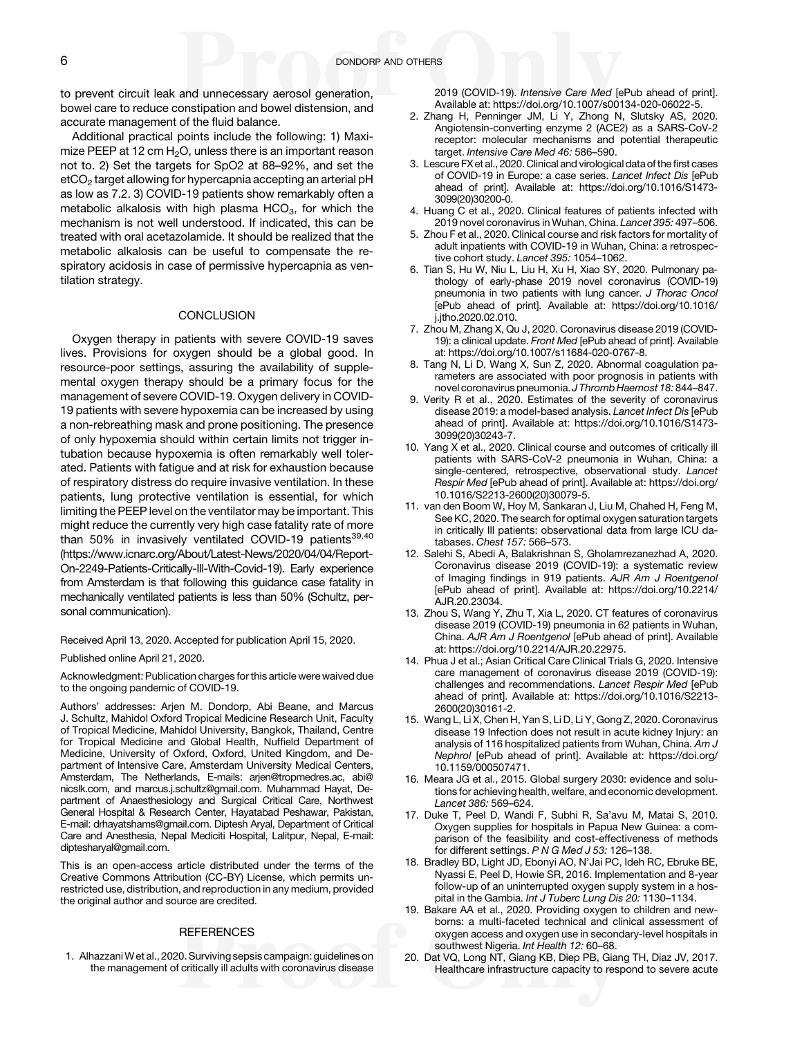to prevent circuit leak and unnecessary aerosol generation, bowel care to reduce constipation and bowel distension, and accurate management of the fluid balance.

Additional practical points include the following: 1) Maximize PEEP at 12 cm $H_2O$, unless there is an important reason not to. 2) Set the targets for SpO2 at 88–92%, and set the $etCO_2$ target allowing for hypercapnia accepting an arterial pH as low as 7.2. 3) COVID-19 patients show remarkably often a metabolic alkalosis with high plasma $HCO_3$, for which the mechanism is not well understood. If indicated, this can be treated with oral acetazolamide. It should be realized that the metabolic alkalosis can be useful to compensate the respiratory acidosis in case of permissive hypercapnia as ventilation strategy.

## CONCLUSION

Oxygen therapy in patients with severe COVID-19 saves lives. Provisions for oxygen should be a global good. In resource-poor settings, assuring the availability of supplemental oxygen therapy should be a primary focus for the management of severe COVID-19. Oxygen delivery in COVID-19 patients with severe hypoxemia can be increased by using a non-rebreathing mask and prone positioning. The presence of only hypoxemia should within certain limits not trigger intubation because hypoxemia is often remarkably well tolerated. Patients with fatigue and at risk for exhaustion because of respiratory distress do require invasive ventilation. In these patients, lung protective ventilation is essential, for which limiting the PEEP level on the ventilator may be important. This might reduce the currently very high case fatality rate of more than 50% in invasively ventilated COVID-19 patients[39,40] (https://www.icnarc.org/About/Latest-News/2020/04/04/Report-On-2249-Patients-Critically-Ill-With-Covid-19). Early experience from Amsterdam is that following this guidance case fatality in mechanically ventilated patients is less than 50% (Schultz, personal communication).

Received April 13, 2020. Accepted for publication April 15, 2020.

Published online April 21, 2020.

Acknowledgment: Publication charges for this article were waived due to the ongoing pandemic of COVID-19.

Authors' addresses: Arjen M. Dondorp, Abi Beane, and Marcus J. Schultz, Mahidol Oxford Tropical Medicine Research Unit, Faculty of Tropical Medicine, Mahidol University, Bangkok, Thailand, Centre for Tropical Medicine and Global Health, Nuffield Department of Medicine, University of Oxford, Oxford, United Kingdom, and Department of Intensive Care, Amsterdam University Medical Centers, Amsterdam, The Netherlands, E-mails: arjen@tropmedres.ac, abi@nicslk.com, and marcus.j.schultz@gmail.com. Muhammad Hayat, Department of Anaesthesiology and Surgical Critical Care, Northwest General Hospital & Research Center, Hayatabad Peshawar, Pakistan, E-mail: drhayatshams@gmail.com. Diptesh Aryal, Department of Critical Care and Anesthesia, Nepal Mediciti Hospital, Lalitpur, Nepal, E-mail: diptesharyal@gmail.com.

This is an open-access article distributed under the terms of the Creative Commons Attribution (CC-BY) License, which permits unrestricted use, distribution, and reproduction in any medium, provided the original author and source are credited.

## REFERENCES

1. Alhazzani W et al., 2020. Surviving sepsis campaign: guidelines on the management of critically ill adults with coronavirus disease 2019 (COVID-19). *Intensive Care Med* [ePub ahead of print]. Available at: https://doi.org/10.1007/s00134-020-06022-5.
2. Zhang H, Penninger JM, Li Y, Zhong N, Slutsky AS, 2020. Angiotensin-converting enzyme 2 (ACE2) as a SARS-CoV-2 receptor: molecular mechanisms and potential therapeutic target. *Intensive Care Med 46:* 586–590.
3. Lescure FX et al., 2020. Clinical and virological data of the first cases of COVID-19 in Europe: a case series. *Lancet Infect Dis* [ePub ahead of print]. Available at: https://doi.org/10.1016/S1473-3099(20)30200-0.
4. Huang C et al., 2020. Clinical features of patients infected with 2019 novel coronavirus in Wuhan, China. *Lancet 395:* 497–506.
5. Zhou F et al., 2020. Clinical course and risk factors for mortality of adult inpatients with COVID-19 in Wuhan, China: a retrospective cohort study. *Lancet 395:* 1054–1062.
6. Tian S, Hu W, Niu L, Liu H, Xu H, Xiao SY, 2020. Pulmonary pathology of early-phase 2019 novel coronavirus (COVID-19) pneumonia in two patients with lung cancer. *J Thorac Oncol* [ePub ahead of print]. Available at: https://doi.org/10.1016/j.jtho.2020.02.010.
7. Zhou M, Zhang X, Qu J, 2020. Coronavirus disease 2019 (COVID-19): a clinical update. *Front Med* [ePub ahead of print]. Available at: https://doi.org/10.1007/s11684-020-0767-8.
8. Tang N, Li D, Wang X, Sun Z, 2020. Abnormal coagulation parameters are associated with poor prognosis in patients with novel coronavirus pneumonia. *J Thromb Haemost 18:* 844–847.
9. Verity R et al., 2020. Estimates of the severity of coronavirus disease 2019: a model-based analysis. *Lancet Infect Dis* [ePub ahead of print]. Available at: https://doi.org/10.1016/S1473-3099(20)30243-7.
10. Yang X et al., 2020. Clinical course and outcomes of critically ill patients with SARS-CoV-2 pneumonia in Wuhan, China: a single-centered, retrospective, observational study. *Lancet Respir Med* [ePub ahead of print]. Available at: https://doi.org/10.1016/S2213-2600(20)30079-5.
11. van den Boom W, Hoy M, Sankaran J, Liu M, Chahed H, Feng M, See KC, 2020. The search for optimal oxygen saturation targets in critically Ill patients: observational data from large ICU databases. *Chest 157:* 566–573.
12. Salehi S, Abedi A, Balakrishnan S, Gholamrezanezhad A, 2020. Coronavirus disease 2019 (COVID-19): a systematic review of Imaging findings in 919 patients. *AJR Am J Roentgenol* [ePub ahead of print]. Available at: https://doi.org/10.2214/AJR.20.23034.
13. Zhou S, Wang Y, Zhu T, Xia L, 2020. CT features of coronavirus disease 2019 (COVID-19) pneumonia in 62 patients in Wuhan, China. *AJR Am J Roentgenol* [ePub ahead of print]. Available at: https://doi.org/10.2214/AJR.20.22975.
14. Phua J et al.; Asian Critical Care Clinical Trials G, 2020. Intensive care management of coronavirus disease 2019 (COVID-19): challenges and recommendations. *Lancet Respir Med* [ePub ahead of print]. Available at: https://doi.org/10.1016/S2213-2600(20)30161-2.
15. Wang L, Li X, Chen H, Yan S, Li D, Li Y, Gong Z, 2020. Coronavirus disease 19 Infection does not result in acute kidney Injury: an analysis of 116 hospitalized patients from Wuhan, China. *Am J Nephrol* [ePub ahead of print]. Available at: https://doi.org/10.1159/000507471.
16. Meara JG et al., 2015. Global surgery 2030: evidence and solutions for achieving health, welfare, and economic development. *Lancet 386:* 569–624.
17. Duke T, Peel D, Wandi F, Subhi R, Sa'avu M, Matai S, 2010. Oxygen supplies for hospitals in Papua New Guinea: a comparison of the feasibility and cost-effectiveness of methods for different settings. *P N G Med J 53:* 126–138.
18. Bradley BD, Light JD, Ebonyi AO, N'Jai PC, Ideh RC, Ebruke BE, Nyassi E, Peel D, Howie SR, 2016. Implementation and 8-year follow-up of an uninterrupted oxygen supply system in a hospital in the Gambia. *Int J Tuberc Lung Dis 20:* 1130–1134.
19. Bakare AA et al., 2020. Providing oxygen to children and newborns: a multi-faceted technical and clinical assessment of oxygen access and oxygen use in secondary-level hospitals in southwest Nigeria. *Int Health 12:* 60–68.
20. Dat VQ, Long NT, Giang KB, Diep PB, Giang TH, Diaz JV, 2017. Healthcare infrastructure capacity to respond to severe acute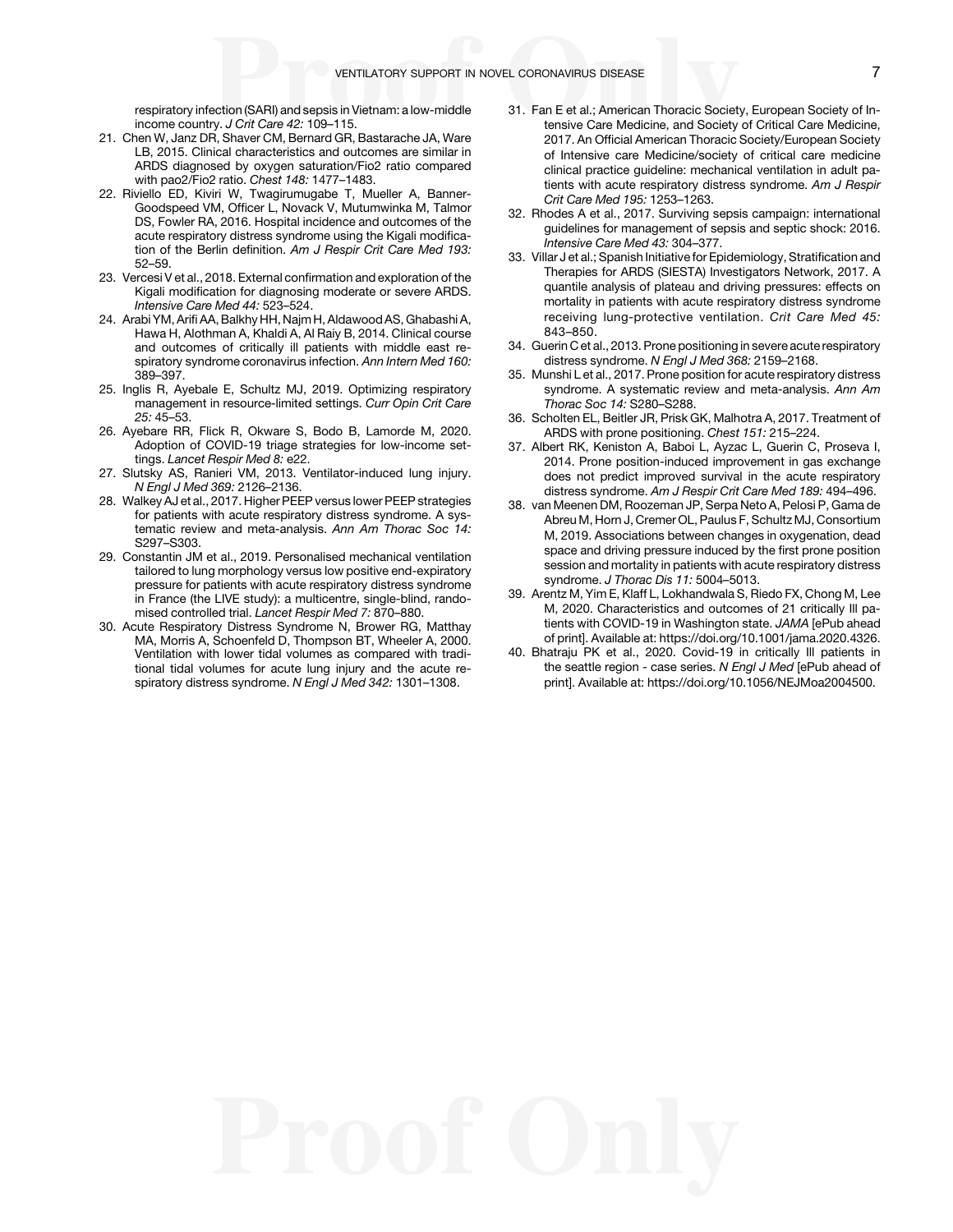respiratory infection (SARI) and sepsis in Vietnam: a low-middle income country. *J Crit Care 42:* 109–115.

21. Chen W, Janz DR, Shaver CM, Bernard GR, Bastarache JA, Ware LB, 2015. Clinical characteristics and outcomes are similar in ARDS diagnosed by oxygen saturation/Fio2 ratio compared with pao2/Fio2 ratio. *Chest 148:* 1477–1483.
22. Riviello ED, Kiviri W, Twagirumugabe T, Mueller A, Banner-Goodspeed VM, Officer L, Novack V, Mutumwinka M, Talmor DS, Fowler RA, 2016. Hospital incidence and outcomes of the acute respiratory distress syndrome using the Kigali modification of the Berlin definition. *Am J Respir Crit Care Med 193:* 52–59.
23. Vercesi V et al., 2018. External confirmation and exploration of the Kigali modification for diagnosing moderate or severe ARDS. *Intensive Care Med 44:* 523–524.
24. Arabi YM, Arifi AA, Balkhy HH, Najm H, Aldawood AS, Ghabashi A, Hawa H, Alothman A, Khaldi A, Al Raiy B, 2014. Clinical course and outcomes of critically ill patients with middle east respiratory syndrome coronavirus infection. *Ann Intern Med 160:* 389–397.
25. Inglis R, Ayebale E, Schultz MJ, 2019. Optimizing respiratory management in resource-limited settings. *Curr Opin Crit Care 25:* 45–53.
26. Ayebare RR, Flick R, Okware S, Bodo B, Lamorde M, 2020. Adoption of COVID-19 triage strategies for low-income settings. *Lancet Respir Med 8:* e22.
27. Slutsky AS, Ranieri VM, 2013. Ventilator-induced lung injury. *N Engl J Med 369:* 2126–2136.
28. Walkey AJ et al., 2017. Higher PEEP versus lower PEEP strategies for patients with acute respiratory distress syndrome. A systematic review and meta-analysis. *Ann Am Thorac Soc 14:* S297–S303.
29. Constantin JM et al., 2019. Personalised mechanical ventilation tailored to lung morphology versus low positive end-expiratory pressure for patients with acute respiratory distress syndrome in France (the LIVE study): a multicentre, single-blind, randomised controlled trial. *Lancet Respir Med 7:* 870–880.
30. Acute Respiratory Distress Syndrome N, Brower RG, Matthay MA, Morris A, Schoenfeld D, Thompson BT, Wheeler A, 2000. Ventilation with lower tidal volumes as compared with traditional tidal volumes for acute lung injury and the acute respiratory distress syndrome. *N Engl J Med 342:* 1301–1308.
31. Fan E et al.; American Thoracic Society, European Society of Intensive Care Medicine, and Society of Critical Care Medicine, 2017. An Official American Thoracic Society/European Society of Intensive care Medicine/society of critical care medicine clinical practice guideline: mechanical ventilation in adult patients with acute respiratory distress syndrome. *Am J Respir Crit Care Med 195:* 1253–1263.
32. Rhodes A et al., 2017. Surviving sepsis campaign: international guidelines for management of sepsis and septic shock: 2016. *Intensive Care Med 43:* 304–377.
33. Villar J et al.; Spanish Initiative for Epidemiology, Stratification and Therapies for ARDS (SIESTA) Investigators Network, 2017. A quantile analysis of plateau and driving pressures: effects on mortality in patients with acute respiratory distress syndrome receiving lung-protective ventilation. *Crit Care Med 45:* 843–850.
34. Guerin C et al., 2013. Prone positioning in severe acute respiratory distress syndrome. *N Engl J Med 368:* 2159–2168.
35. Munshi L et al., 2017. Prone position for acute respiratory distress syndrome. A systematic review and meta-analysis. *Ann Am Thorac Soc 14:* S280–S288.
36. Scholten EL, Beitler JR, Prisk GK, Malhotra A, 2017. Treatment of ARDS with prone positioning. *Chest 151:* 215–224.
37. Albert RK, Keniston A, Baboi L, Ayzac L, Guerin C, Proseva I, 2014. Prone position-induced improvement in gas exchange does not predict improved survival in the acute respiratory distress syndrome. *Am J Respir Crit Care Med 189:* 494–496.
38. van Meenen DM, Roozeman JP, Serpa Neto A, Pelosi P, Gama de Abreu M, Horn J, Cremer OL, Paulus F, Schultz MJ, Consortium M, 2019. Associations between changes in oxygenation, dead space and driving pressure induced by the first prone position session and mortality in patients with acute respiratory distress syndrome. *J Thorac Dis 11:* 5004–5013.
39. Arentz M, Yim E, Klaff L, Lokhandwala S, Riedo FX, Chong M, Lee M, 2020. Characteristics and outcomes of 21 critically Ill patients with COVID-19 in Washington state. *JAMA* [ePub ahead of print]. Available at: https://doi.org/10.1001/jama.2020.4326.
40. Bhatraju PK et al., 2020. Covid-19 in critically Ill patients in the seattle region - case series. *N Engl J Med* [ePub ahead of print]. Available at: https://doi.org/10.1056/NEJMoa2004500.